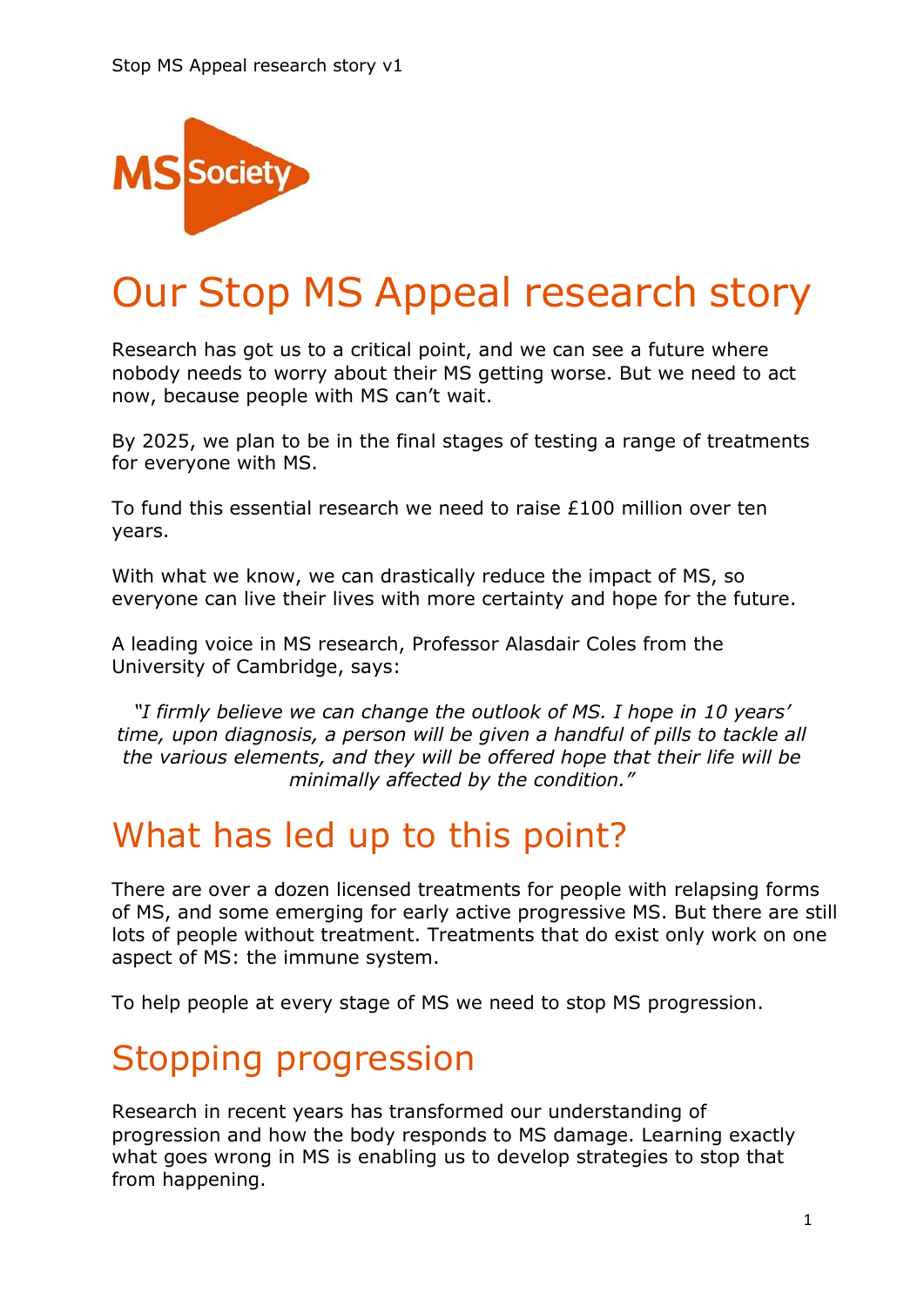# Our Stop MS Appeal research story

Research has got us to a critical point, and we can see a future where nobody needs to worry about their MS getting worse. But we need to act now, because people with MS can't wait.

By 2025, we plan to be in the final stages of testing a range of treatments for everyone with MS.

To fund this essential research we need to raise £100 million over ten years.

With what we know, we can drastically reduce the impact of MS, so everyone can live their lives with more certainty and hope for the future.

A leading voice in MS research, Professor Alasdair Coles from the University of Cambridge, says:

> *"I firmly believe we can change the outlook of MS. I hope in 10 years' time, upon diagnosis, a person will be given a handful of pills to tackle all the various elements, and they will be offered hope that their life will be minimally affected by the condition."*

## What has led up to this point?

There are over a dozen licensed treatments for people with relapsing forms of MS, and some emerging for early active progressive MS. But there are still lots of people without treatment. Treatments that do exist only work on one aspect of MS: the immune system.

To help people at every stage of MS we need to stop MS progression.

## Stopping progression

Research in recent years has transformed our understanding of progression and how the body responds to MS damage. Learning exactly what goes wrong in MS is enabling us to develop strategies to stop that from happening.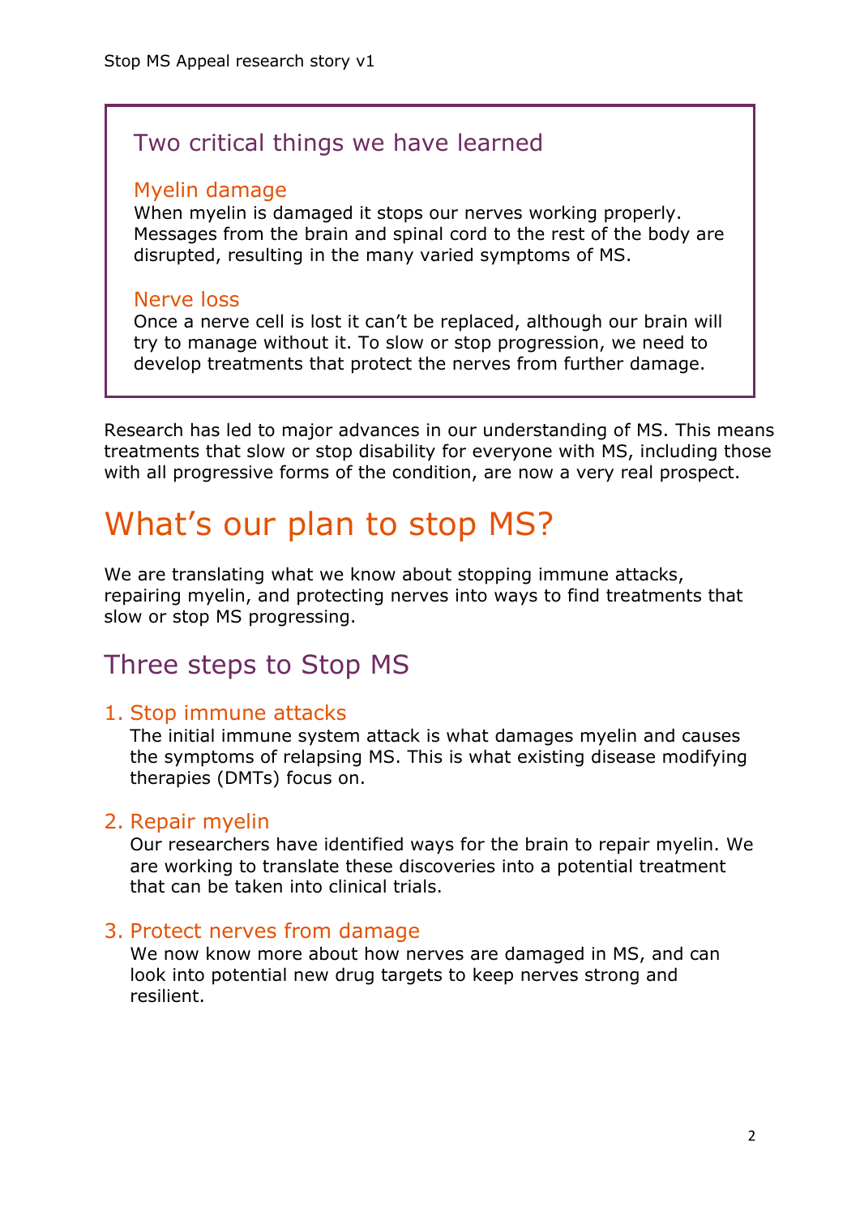## Two critical things we have learned

### Myelin damage

When myelin is damaged it stops our nerves working properly. Messages from the brain and spinal cord to the rest of the body are disrupted, resulting in the many varied symptoms of MS.

### Nerve loss

Once a nerve cell is lost it can't be replaced, although our brain will try to manage without it. To slow or stop progression, we need to develop treatments that protect the nerves from further damage.

Research has led to major advances in our understanding of MS. This means treatments that slow or stop disability for everyone with MS, including those with all progressive forms of the condition, are now a very real prospect.

# What's our plan to stop MS?

We are translating what we know about stopping immune attacks, repairing myelin, and protecting nerves into ways to find treatments that slow or stop MS progressing.

## Three steps to Stop MS

### 1. Stop immune attacks

The initial immune system attack is what damages myelin and causes the symptoms of relapsing MS. This is what existing disease modifying therapies (DMTs) focus on.

### 2. Repair myelin

Our researchers have identified ways for the brain to repair myelin. We are working to translate these discoveries into a potential treatment that can be taken into clinical trials.

### 3. Protect nerves from damage

We now know more about how nerves are damaged in MS, and can look into potential new drug targets to keep nerves strong and resilient.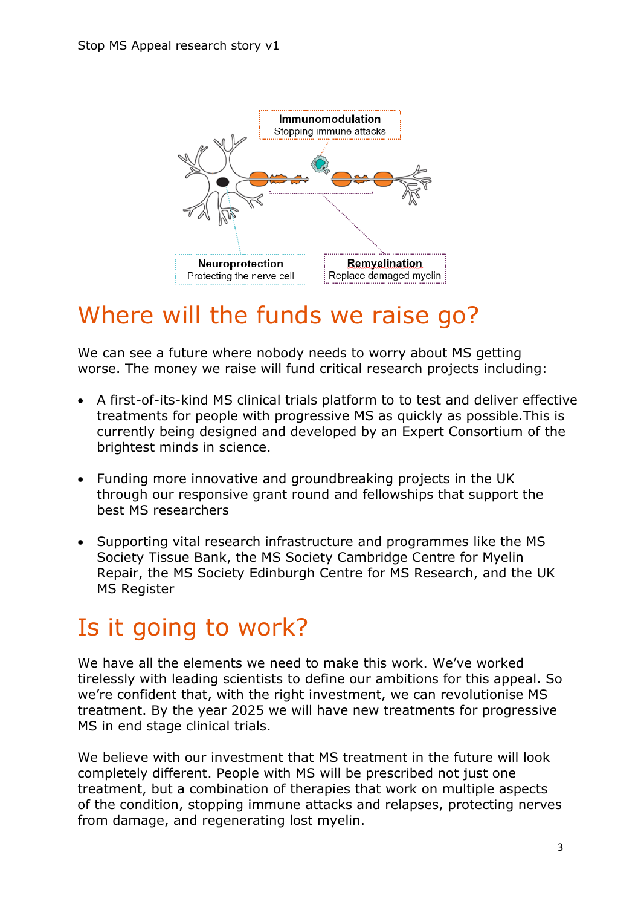Immunomodulation
Stopping immune attacks

Neuroprotection
Protecting the nerve cell

Remyelination
Replace damaged myelin

# Where will the funds we raise go?

We can see a future where nobody needs to worry about MS getting worse. The money we raise will fund critical research projects including:

- A first-of-its-kind MS clinical trials platform to to test and deliver effective treatments for people with progressive MS as quickly as possible.This is currently being designed and developed by an Expert Consortium of the brightest minds in science.

- Funding more innovative and groundbreaking projects in the UK through our responsive grant round and fellowships that support the best MS researchers

- Supporting vital research infrastructure and programmes like the MS Society Tissue Bank, the MS Society Cambridge Centre for Myelin Repair, the MS Society Edinburgh Centre for MS Research, and the UK MS Register

# Is it going to work?

We have all the elements we need to make this work. We've worked tirelessly with leading scientists to define our ambitions for this appeal. So we're confident that, with the right investment, we can revolutionise MS treatment. By the year 2025 we will have new treatments for progressive MS in end stage clinical trials.

We believe with our investment that MS treatment in the future will look completely different. People with MS will be prescribed not just one treatment, but a combination of therapies that work on multiple aspects of the condition, stopping immune attacks and relapses, protecting nerves from damage, and regenerating lost myelin.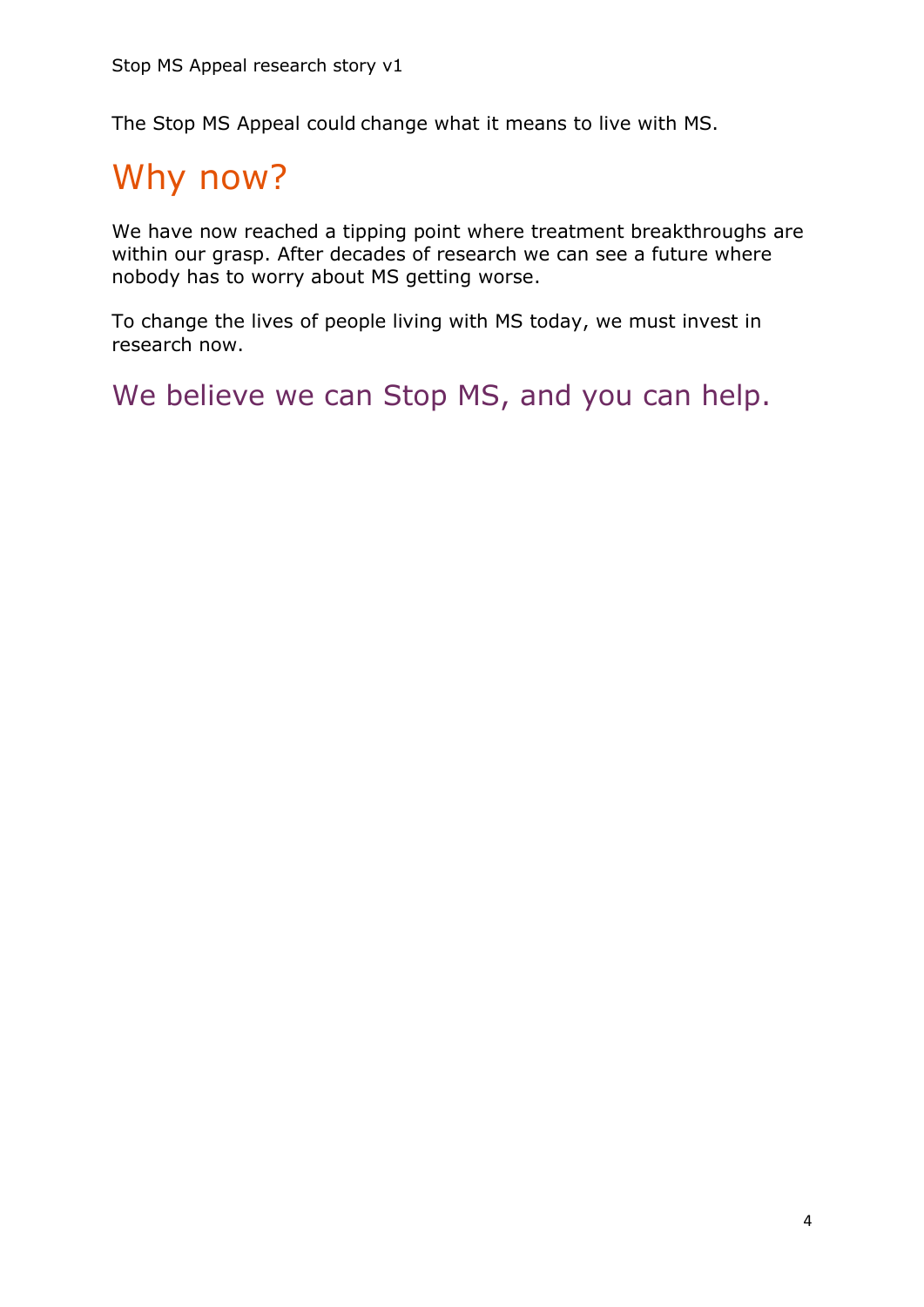The Stop MS Appeal could change what it means to live with MS.

# Why now?

We have now reached a tipping point where treatment breakthroughs are within our grasp. After decades of research we can see a future where nobody has to worry about MS getting worse.

To change the lives of people living with MS today, we must invest in research now.

## We believe we can Stop MS, and you can help.